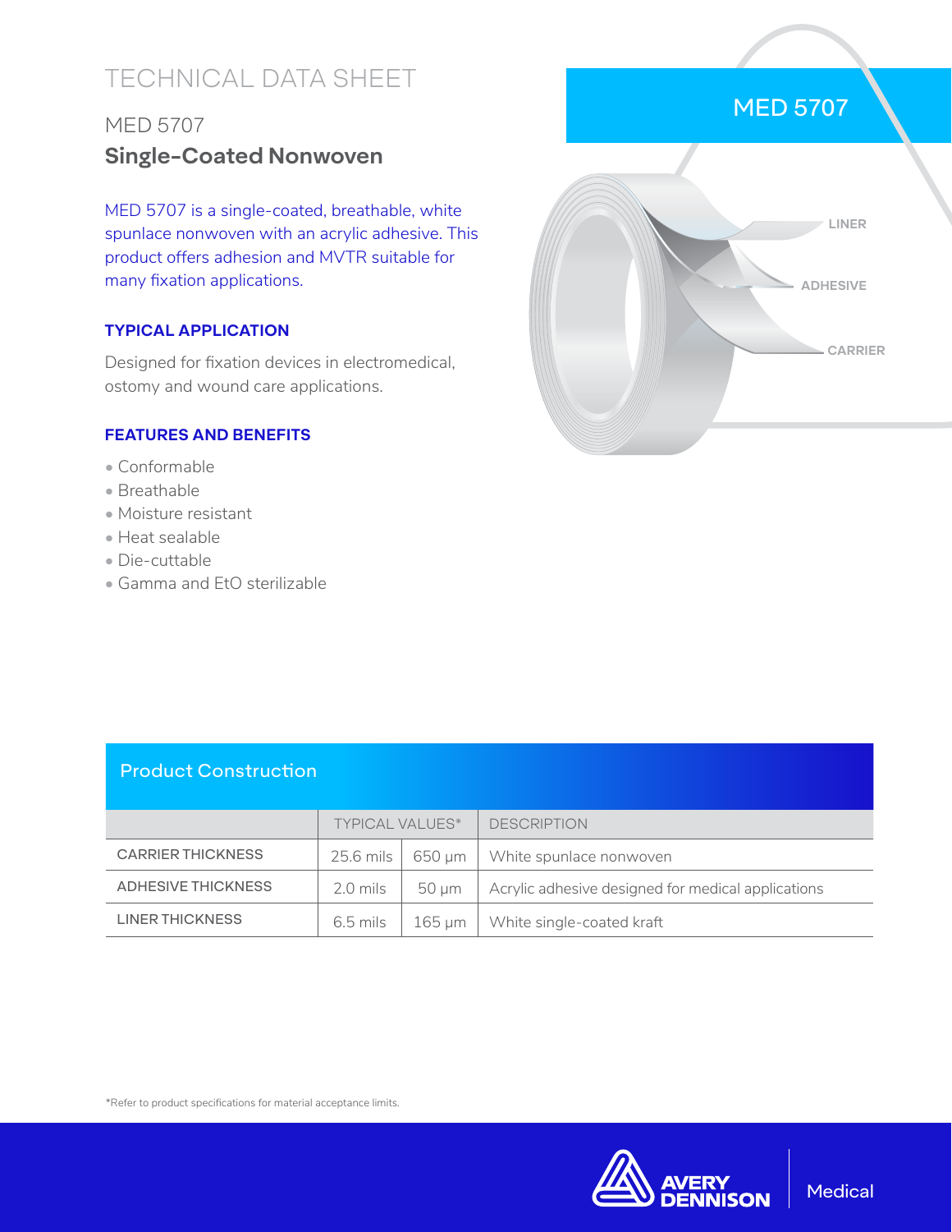# TECHNICAL DATA SHEET

## MED 5707

## Single-Coated Nonwoven

MED 5707 is a single-coated, breathable, white spunlace nonwoven with an acrylic adhesive. This product offers adhesion and MVTR suitable for many fixation applications.

### TYPICAL APPLICATION

Designed for fixation devices in electromedical, ostomy and wound care applications.

### FEATURES AND BENEFITS

- Conformable
- Breathable
- Moisture resistant
- Heat sealable
- Die-cuttable
- Gamma and EtO sterilizable

MED 5707

LINER

ADHESIVE

CARRIER

### Product Construction

| | TYPICAL VALUES* | | DESCRIPTION |
|---|---|---|---|
| CARRIER THICKNESS | 25.6 mils | 650 µm | White spunlace nonwoven |
| ADHESIVE THICKNESS | 2.0 mils | 50 µm | Acrylic adhesive designed for medical applications |
| LINER THICKNESS | 6.5 mils | 165 µm | White single-coated kraft |

*Refer to product specifications for material acceptance limits.

AVERY DENNISON Medical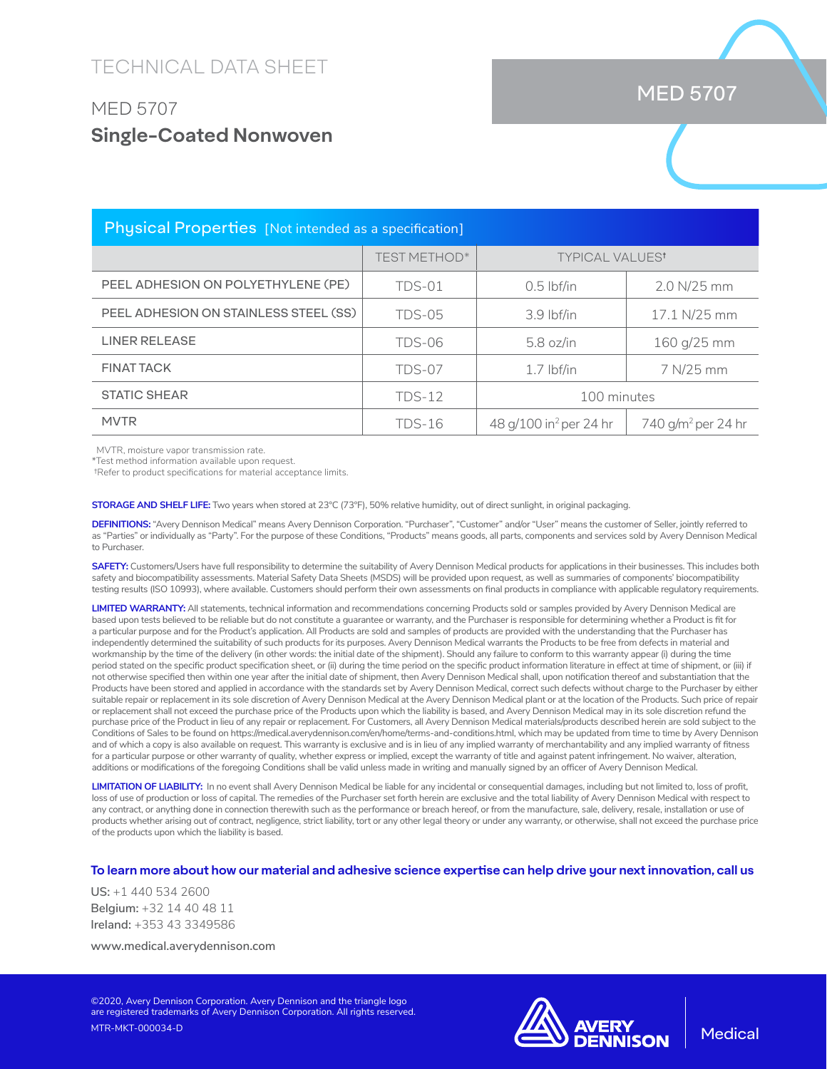# TECHNICAL DATA SHEET

MED 5707

## Single-Coated Nonwoven

MED 5707

### Physical Properties [Not intended as a specification]

| | TEST METHOD* | TYPICAL VALUES† | |
|---|---|---|---|
| PEEL ADHESION ON POLYETHYLENE (PE) | TDS-01 | 0.5 lbf/in | 2.0 N/25 mm |
| PEEL ADHESION ON STAINLESS STEEL (SS) | TDS-05 | 3.9 lbf/in | 17.1 N/25 mm |
| LINER RELEASE | TDS-06 | 5.8 oz/in | 160 g/25 mm |
| FINAT TACK | TDS-07 | 1.7 lbf/in | 7 N/25 mm |
| STATIC SHEAR | TDS-12 | 100 minutes | |
| MVTR | TDS-16 | 48 g/100 $in^2$ per 24 hr | 740 g/$m^2$ per 24 hr |

MVTR, moisture vapor transmission rate.
*Test method information available upon request.
†Refer to product specifications for material acceptance limits.

**STORAGE AND SHELF LIFE:** Two years when stored at 23°C (73°F), 50% relative humidity, out of direct sunlight, in original packaging.

**DEFINITIONS:** "Avery Dennison Medical" means Avery Dennison Corporation. "Purchaser", "Customer" and/or "User" means the customer of Seller, jointly referred to as "Parties" or individually as "Party". For the purpose of these Conditions, "Products" means goods, all parts, components and services sold by Avery Dennison Medical to Purchaser.

**SAFETY:** Customers/Users have full responsibility to determine the suitability of Avery Dennison Medical products for applications in their businesses. This includes both safety and biocompatibility assessments. Material Safety Data Sheets (MSDS) will be provided upon request, as well as summaries of components' biocompatibility testing results (ISO 10993), where available. Customers should perform their own assessments on final products in compliance with applicable regulatory requirements.

**LIMITED WARRANTY:** All statements, technical information and recommendations concerning Products sold or samples provided by Avery Dennison Medical are based upon tests believed to be reliable but do not constitute a guarantee or warranty, and the Purchaser is responsible for determining whether a Product is fit for a particular purpose and for the Product's application. All Products are sold and samples of products are provided with the understanding that the Purchaser has independently determined the suitability of such products for its purposes. Avery Dennison Medical warrants the Products to be free from defects in material and workmanship by the time of the delivery (in other words: the initial date of the shipment). Should any failure to conform to this warranty appear (i) during the time period stated on the specific product specification sheet, or (ii) during the time period on the specific product information literature in effect at time of shipment, or (iii) if not otherwise specified then within one year after the initial date of shipment, then Avery Dennison Medical shall, upon notification thereof and substantiation that the Products have been stored and applied in accordance with the standards set by Avery Dennison Medical, correct such defects without charge to the Purchaser by either suitable repair or replacement in its sole discretion of Avery Dennison Medical at the Avery Dennison Medical plant or at the location of the Products. Such price of repair or replacement shall not exceed the purchase price of the Products upon which the liability is based, and Avery Dennison Medical may in its sole discretion refund the purchase price of the Product in lieu of any repair or replacement. For Customers, all Avery Dennison Medical materials/products described herein are sold subject to the Conditions of Sales to be found on https://medical.averydennison.com/en/home/terms-and-conditions.html, which may be updated from time to time by Avery Dennison and of which a copy is also available on request. This warranty is exclusive and is in lieu of any implied warranty of merchantability and any implied warranty of fitness for a particular purpose or other warranty of quality, whether express or implied, except the warranty of title and against patent infringement. No waiver, alteration, additions or modifications of the foregoing Conditions shall be valid unless made in writing and manually signed by an officer of Avery Dennison Medical.

**LIMITATION OF LIABILITY:** In no event shall Avery Dennison Medical be liable for any incidental or consequential damages, including but not limited to, loss of profit, loss of use of production or loss of capital. The remedies of the Purchaser set forth herein are exclusive and the total liability of Avery Dennison Medical with respect to any contract, or anything done in connection therewith such as the performance or breach hereof, or from the manufacture, sale, delivery, resale, installation or use of products whether arising out of contract, negligence, strict liability, tort or any other legal theory or under any warranty, or otherwise, shall not exceed the purchase price of the products upon which the liability is based.

**To learn more about how our material and adhesive science expertise can help drive your next innovation, call us**

**US:** +1 440 534 2600
**Belgium:** +32 14 40 48 11
**Ireland:** +353 43 3349586

**www.medical.averydennison.com**

©2020, Avery Dennison Corporation. Avery Dennison and the triangle logo are registered trademarks of Avery Dennison Corporation. All rights reserved.

MTR-MKT-000034-D

AVERY DENNISON Medical